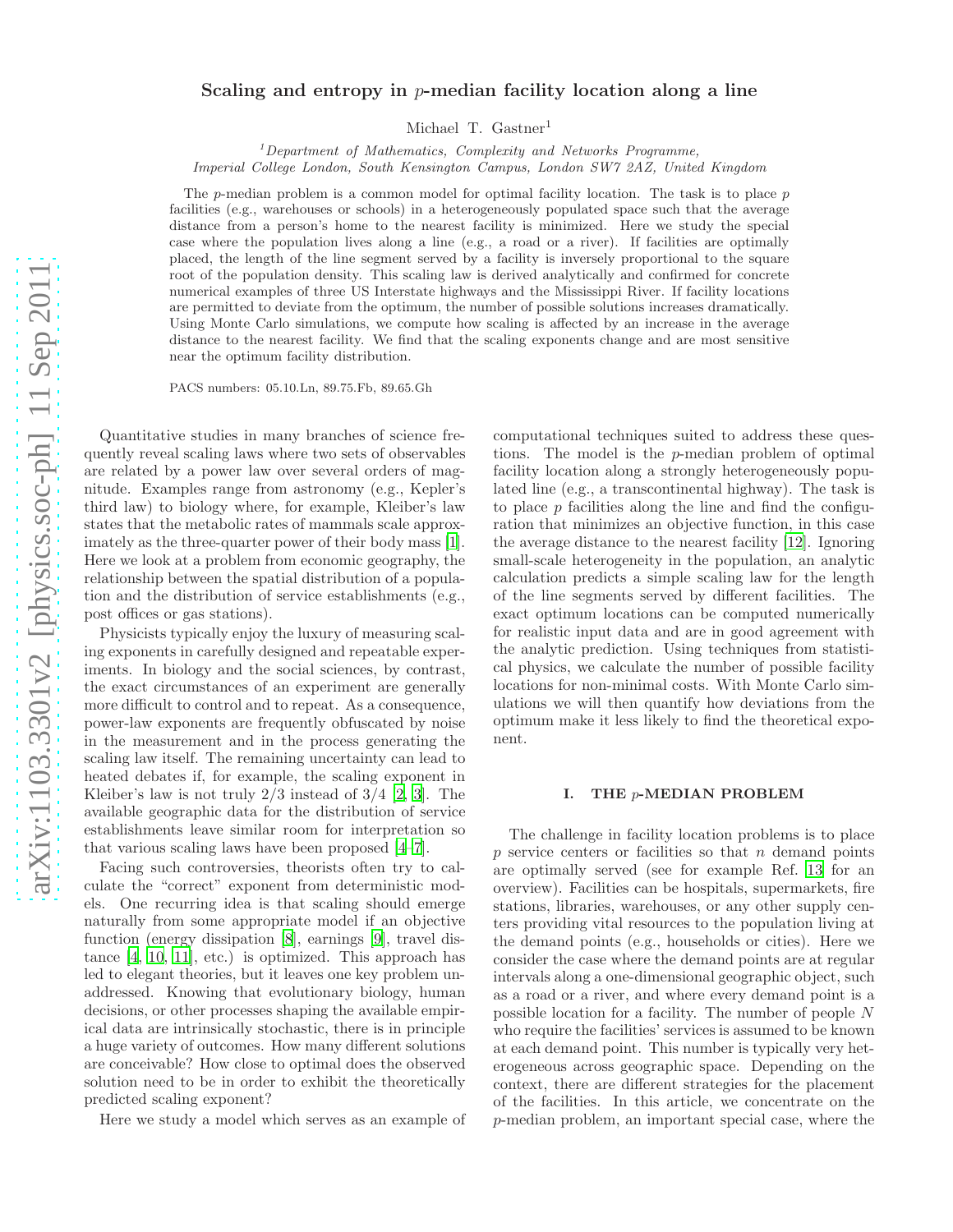# Scaling and entropy in $p$-median facility location along a line

Michael T. Gastner[1]

[1] *Department of Mathematics, Complexity and Networks Programme, Imperial College London, South Kensington Campus, London SW7 2AZ, United Kingdom*

The $p$-median problem is a common model for optimal facility location. The task is to place $p$ facilities (e.g., warehouses or schools) in a heterogeneously populated space such that the average distance from a person's home to the nearest facility is minimized. Here we study the special case where the population lives along a line (e.g., a road or a river). If facilities are optimally placed, the length of the line segment served by a facility is inversely proportional to the square root of the population density. This scaling law is derived analytically and confirmed for concrete numerical examples of three US Interstate highways and the Mississippi River. If facility locations are permitted to deviate from the optimum, the number of possible solutions increases dramatically. Using Monte Carlo simulations, we compute how scaling is affected by an increase in the average distance to the nearest facility. We find that the scaling exponents change and are most sensitive near the optimum facility distribution.

PACS numbers: 05.10.Ln, 89.75.Fb, 89.65.Gh

Quantitative studies in many branches of science frequently reveal scaling laws where two sets of observables are related by a power law over several orders of magnitude. Examples range from astronomy (e.g., Kepler's third law) to biology where, for example, Kleiber's law states that the metabolic rates of mammals scale approximately as the three-quarter power of their body mass [1]. Here we look at a problem from economic geography, the relationship between the spatial distribution of a population and the distribution of service establishments (e.g., post offices or gas stations).

Physicists typically enjoy the luxury of measuring scaling exponents in carefully designed and repeatable experiments. In biology and the social sciences, by contrast, the exact circumstances of an experiment are generally more difficult to control and to repeat. As a consequence, power-law exponents are frequently obfuscated by noise in the measurement and in the process generating the scaling law itself. The remaining uncertainty can lead to heated debates if, for example, the scaling exponent in Kleiber's law is not truly 2/3 instead of 3/4 [2, 3]. The available geographic data for the distribution of service establishments leave similar room for interpretation so that various scaling laws have been proposed [4–7].

Facing such controversies, theorists often try to calculate the "correct" exponent from deterministic models. One recurring idea is that scaling should emerge naturally from some appropriate model if an objective function (energy dissipation [8], earnings [9], travel distance [4, 10, 11], etc.) is optimized. This approach has led to elegant theories, but it leaves one key problem unaddressed. Knowing that evolutionary biology, human decisions, or other processes shaping the available empirical data are intrinsically stochastic, there is in principle a huge variety of outcomes. How many different solutions are conceivable? How close to optimal does the observed solution need to be in order to exhibit the theoretically predicted scaling exponent?

Here we study a model which serves as an example of computational techniques suited to address these questions. The model is the $p$-median problem of optimal facility location along a strongly heterogeneously populated line (e.g., a transcontinental highway). The task is to place $p$ facilities along the line and find the configuration that minimizes an objective function, in this case the average distance to the nearest facility [12]. Ignoring small-scale heterogeneity in the population, an analytic calculation predicts a simple scaling law for the length of the line segments served by different facilities. The exact optimum locations can be computed numerically for realistic input data and are in good agreement with the analytic prediction. Using techniques from statistical physics, we calculate the number of possible facility locations for non-minimal costs. With Monte Carlo simulations we will then quantify how deviations from the optimum make it less likely to find the theoretical exponent.

## I. THE $p$-MEDIAN PROBLEM

The challenge in facility location problems is to place $p$ service centers or facilities so that $n$ demand points are optimally served (see for example Ref. [13] for an overview). Facilities can be hospitals, supermarkets, fire stations, libraries, warehouses, or any other supply centers providing vital resources to the population living at the demand points (e.g., households or cities). Here we consider the case where the demand points are at regular intervals along a one-dimensional geographic object, such as a road or a river, and where every demand point is a possible location for a facility. The number of people $N$ who require the facilities' services is assumed to be known at each demand point. This number is typically very heterogeneous across geographic space. Depending on the context, there are different strategies for the placement of the facilities. In this article, we concentrate on the $p$-median problem, an important special case, where the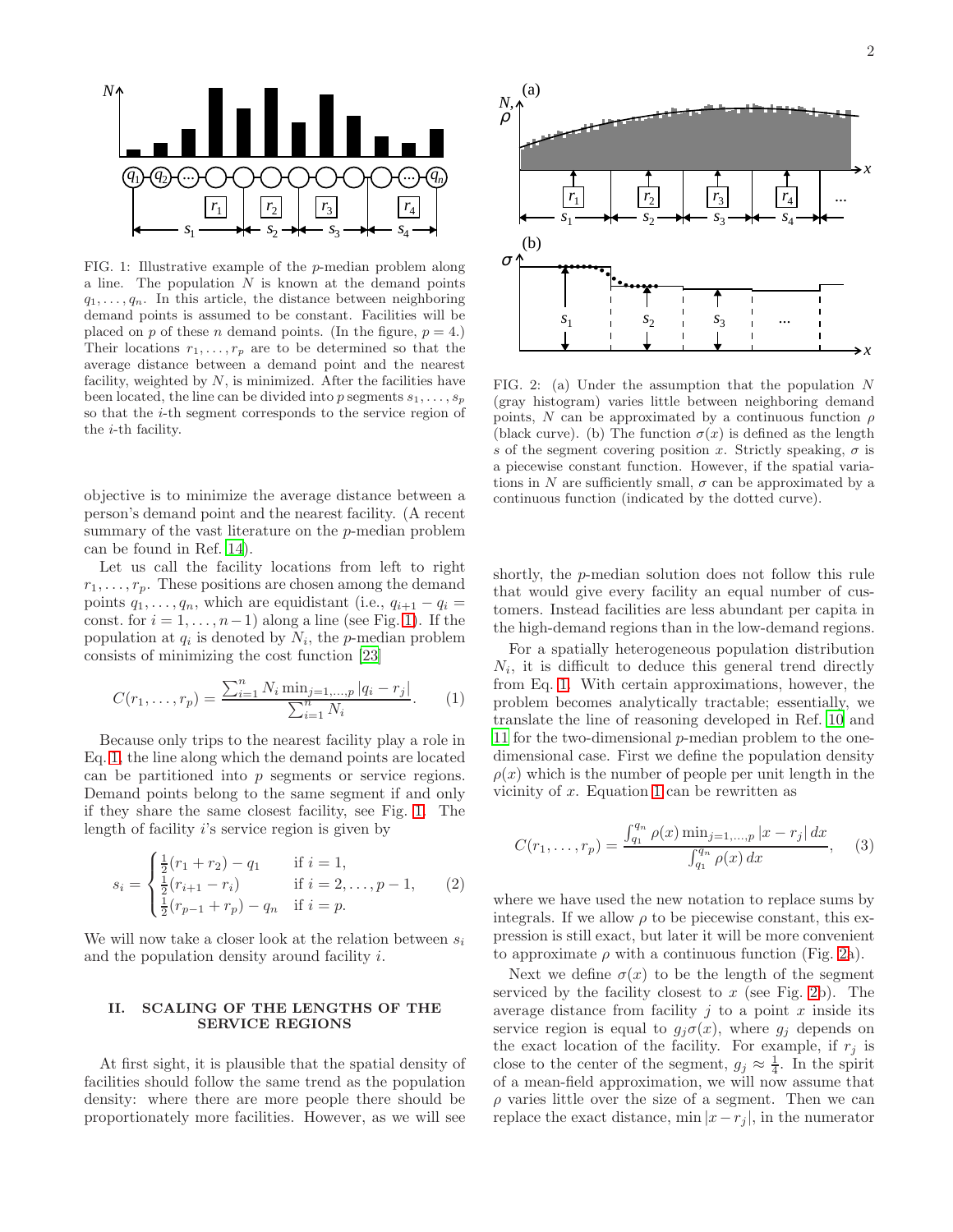FIG. 1: Illustrative example of the $p$-median problem along a line. The population $N$ is known at the demand points $q_1, \ldots, q_n$. In this article, the distance between neighboring demand points is assumed to be constant. Facilities will be placed on $p$ of these $n$ demand points. (In the figure, $p = 4$.) Their locations $r_1, \ldots, r_p$ are to be determined so that the average distance between a demand point and the nearest facility, weighted by $N$, is minimized. After the facilities have been located, the line can be divided into $p$ segments $s_1, \ldots, s_p$ so that the $i$-th segment corresponds to the service region of the $i$-th facility.

objective is to minimize the average distance between a person's demand point and the nearest facility. (A recent summary of the vast literature on the $p$-median problem can be found in Ref. [14]).

Let us call the facility locations from left to right $r_1, \ldots, r_p$. These positions are chosen among the demand points $q_1, \ldots, q_n$, which are equidistant (i.e., $q_{i+1} - q_i =$ const. for $i = 1, \ldots, n-1$) along a line (see Fig. 1). If the population at $q_i$ is denoted by $N_i$, the $p$-median problem consists of minimizing the cost function [23]

$$C(r_1, \ldots, r_p) = \frac{\sum_{i=1}^{n} N_i \min_{j=1,\ldots,p} |q_i - r_j|}{\sum_{i=1}^{n} N_i}. \quad (1)$$

Because only trips to the nearest facility play a role in Eq. 1, the line along which the demand points are located can be partitioned into $p$ segments or service regions. Demand points belong to the same segment if and only if they share the same closest facility, see Fig. 1. The length of facility $i$'s service region is given by

$$s_i = \begin{cases} \frac{1}{2}(r_1 + r_2) - q_1 & \text{if } i = 1, \\ \frac{1}{2}(r_{i+1} - r_i) & \text{if } i = 2, \ldots, p-1, \\ \frac{1}{2}(r_{p-1} + r_p) - q_n & \text{if } i = p. \end{cases} \quad (2)$$

We will now take a closer look at the relation between $s_i$ and the population density around facility $i$.

## II. SCALING OF THE LENGTHS OF THE SERVICE REGIONS

At first sight, it is plausible that the spatial density of facilities should follow the same trend as the population density: where there are more people there should be proportionately more facilities. However, as we will see shortly, the $p$-median solution does not follow this rule that would give every facility an equal number of customers. Instead facilities are less abundant per capita in the high-demand regions than in the low-demand regions.

FIG. 2: (a) Under the assumption that the population $N$ (gray histogram) varies little between neighboring demand points, $N$ can be approximated by a continuous function $\rho$ (black curve). (b) The function $\sigma(x)$ is defined as the length $s$ of the segment covering position $x$. Strictly speaking, $\sigma$ is a piecewise constant function. However, if the spatial variations in $N$ are sufficiently small, $\sigma$ can be approximated by a continuous function (indicated by the dotted curve).

For a spatially heterogeneous population distribution $N_i$, it is difficult to deduce this general trend directly from Eq. 1. With certain approximations, however, the problem becomes analytically tractable; essentially, we translate the line of reasoning developed in Ref. 10 and 11 for the two-dimensional $p$-median problem to the one-dimensional case. First we define the population density $\rho(x)$ which is the number of people per unit length in the vicinity of $x$. Equation 1 can be rewritten as

$$C(r_1, \ldots, r_p) = \frac{\int_{q_1}^{q_n} \rho(x) \min_{j=1,\ldots,p} |x - r_j| \, dx}{\int_{q_1}^{q_n} \rho(x) \, dx}, \quad (3)$$

where we have used the new notation to replace sums by integrals. If we allow $\rho$ to be piecewise constant, this expression is still exact, but later it will be more convenient to approximate $\rho$ with a continuous function (Fig. 2a).

Next we define $\sigma(x)$ to be the length of the segment serviced by the facility closest to $x$ (see Fig. 2b). The average distance from facility $j$ to a point $x$ inside its service region is equal to $g_j \sigma(x)$, where $g_j$ depends on the exact location of the facility. For example, if $r_j$ is close to the center of the segment, $g_j \approx \frac{1}{4}$. In the spirit of a mean-field approximation, we will now assume that $\rho$ varies little over the size of a segment. Then we can replace the exact distance, $\min |x - r_j|$, in the numerator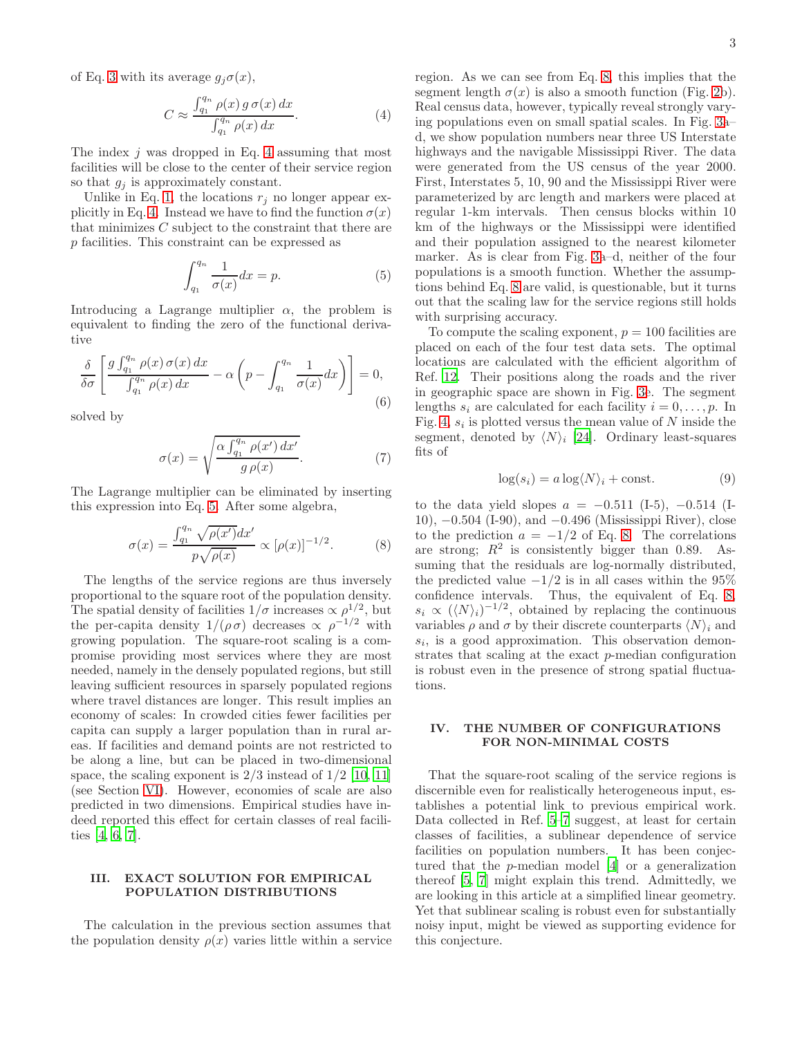of Eq. 3 with its average $g_j \sigma(x)$,

$$C \approx \frac{\int_{q_1}^{q_n} \rho(x)\, g\, \sigma(x)\, dx}{\int_{q_1}^{q_n} \rho(x)\, dx}. \tag{4}$$

The index $j$ was dropped in Eq. 4 assuming that most facilities will be close to the center of their service region so that $g_j$ is approximately constant.

Unlike in Eq. 1, the locations $r_j$ no longer appear explicitly in Eq. 4. Instead we have to find the function $\sigma(x)$ that minimizes $C$ subject to the constraint that there are $p$ facilities. This constraint can be expressed as

$$\int_{q_1}^{q_n} \frac{1}{\sigma(x)} dx = p. \tag{5}$$

Introducing a Lagrange multiplier $\alpha$, the problem is equivalent to finding the zero of the functional derivative

$$\frac{\delta}{\delta \sigma}\left[\frac{g \int_{q_1}^{q_n} \rho(x)\, \sigma(x)\, dx}{\int_{q_1}^{q_n} \rho(x)\, dx} - \alpha\left(p - \int_{q_1}^{q_n} \frac{1}{\sigma(x)} dx\right)\right] = 0, \tag{6}$$

solved by

$$\sigma(x) = \sqrt{\frac{\alpha \int_{q_1}^{q_n} \rho(x')\, dx'}{g\, \rho(x)}}. \tag{7}$$

The Lagrange multiplier can be eliminated by inserting this expression into Eq. 5. After some algebra,

$$\sigma(x) = \frac{\int_{q_1}^{q_n} \sqrt{\rho(x')} dx'}{p \sqrt{\rho(x)}} \propto [\rho(x)]^{-1/2}. \tag{8}$$

The lengths of the service regions are thus inversely proportional to the square root of the population density. The spatial density of facilities $1/\sigma$ increases $\propto \rho^{1/2}$, but the per-capita density $1/(\rho \sigma)$ decreases $\propto \rho^{-1/2}$ with growing population. The square-root scaling is a compromise providing most services where they are most needed, namely in the densely populated regions, but still leaving sufficient resources in sparsely populated regions where travel distances are longer. This result implies an economy of scales: In crowded cities fewer facilities per capita can supply a larger population than in rural areas. If facilities and demand points are not restricted to be along a line, but can be placed in two-dimensional space, the scaling exponent is 2/3 instead of 1/2 [10, 11] (see Section VI). However, economies of scale are also predicted in two dimensions. Empirical studies have indeed reported this effect for certain classes of real facilities [4, 6, 7].

## III. EXACT SOLUTION FOR EMPIRICAL POPULATION DISTRIBUTIONS

The calculation in the previous section assumes that the population density $\rho(x)$ varies little within a service region. As we can see from Eq. 8, this implies that the segment length $\sigma(x)$ is also a smooth function (Fig. 2b). Real census data, however, typically reveal strongly varying populations even on small spatial scales. In Fig. 3a–d, we show population numbers near three US Interstate highways and the navigable Mississippi River. The data were generated from the US census of the year 2000. First, Interstates 5, 10, 90 and the Mississippi River were parameterized by arc length and markers were placed at regular 1-km intervals. Then census blocks within 10 km of the highways or the Mississippi were identified and their population assigned to the nearest kilometer marker. As is clear from Fig. 3a–d, neither of the four populations is a smooth function. Whether the assumptions behind Eq. 8 are valid, is questionable, but it turns out that the scaling law for the service regions still holds with surprising accuracy.

To compute the scaling exponent, $p = 100$ facilities are placed on each of the four test data sets. The optimal locations are calculated with the efficient algorithm of Ref. 12. Their positions along the roads and the river in geographic space are shown in Fig. 3e. The segment lengths $s_i$ are calculated for each facility $i = 0, \ldots, p$. In Fig. 4, $s_i$ is plotted versus the mean value of $N$ inside the segment, denoted by $\langle N \rangle_i$ [24]. Ordinary least-squares fits of

$$\log(s_i) = a \log \langle N \rangle_i + \text{const.} \tag{9}$$

to the data yield slopes $a = -0.511$ (I-5), $-0.514$ (I-10), $-0.504$ (I-90), and $-0.496$ (Mississippi River), close to the prediction $a = -1/2$ of Eq. 8. The correlations are strong; $R^2$ is consistently bigger than 0.89. Assuming that the residuals are log-normally distributed, the predicted value $-1/2$ is in all cases within the 95% confidence intervals. Thus, the equivalent of Eq. 8, $s_i \propto (\langle N \rangle_i)^{-1/2}$, obtained by replacing the continuous variables $\rho$ and $\sigma$ by their discrete counterparts $\langle N \rangle_i$ and $s_i$, is a good approximation. This observation demonstrates that scaling at the exact $p$-median configuration is robust even in the presence of strong spatial fluctuations.

## IV. THE NUMBER OF CONFIGURATIONS FOR NON-MINIMAL COSTS

That the square-root scaling of the service regions is discernible even for realistically heterogeneous input, establishes a potential link to previous empirical work. Data collected in Ref. 5–7 suggest, at least for certain classes of facilities, a sublinear dependence of service facilities on population numbers. It has been conjectured that the $p$-median model [4] or a generalization thereof [5, 7] might explain this trend. Admittedly, we are looking in this article at a simplified linear geometry. Yet that sublinear scaling is robust even for substantially noisy input, might be viewed as supporting evidence for this conjecture.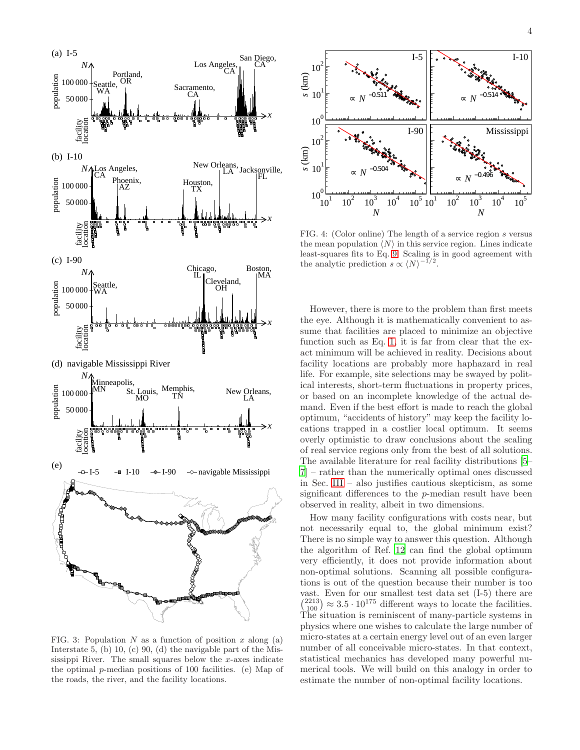FIG. 3: Population $N$ as a function of position $x$ along (a) Interstate 5, (b) 10, (c) 90, (d) the navigable part of the Mississippi River. The small squares below the $x$-axes indicate the optimal $p$-median positions of 100 facilities. (e) Map of the roads, the river, and the facility locations.

FIG. 4: (Color online) The length of a service region $s$ versus the mean population $\langle N \rangle$ in this service region. Lines indicate least-squares fits to Eq. 9. Scaling is in good agreement with the analytic prediction $s \propto \langle N \rangle^{-1/2}$.

However, there is more to the problem than first meets the eye. Although it is mathematically convenient to assume that facilities are placed to minimize an objective function such as Eq. 1, it is far from clear that the exact minimum will be achieved in reality. Decisions about facility locations are probably more haphazard in real life. For example, site selections may be swayed by political interests, short-term fluctuations in property prices, or based on an incomplete knowledge of the actual demand. Even if the best effort is made to reach the global optimum, "accidents of history" may keep the facility locations trapped in a costlier local optimum. It seems overly optimistic to draw conclusions about the scaling of real service regions only from the best of all solutions. The available literature for real facility distributions [5–7] – rather than the numerically optimal ones discussed in Sec. III – also justifies cautious skepticism, as some significant differences to the $p$-median result have been observed in reality, albeit in two dimensions.

How many facility configurations with costs near, but not necessarily equal to, the global minimum exist? There is no simple way to answer this question. Although the algorithm of Ref. 12 can find the global optimum very efficiently, it does not provide information about non-optimal solutions. Scanning all possible configurations is out of the question because their number is too vast. Even for our smallest test data set (I-5) there are $\binom{2213}{100} \approx 3.5 \cdot 10^{175}$ different ways to locate the facilities. The situation is reminiscent of many-particle systems in physics where one wishes to calculate the large number of micro-states at a certain energy level out of an even larger number of all conceivable micro-states. In that context, statistical mechanics has developed many powerful numerical tools. We will build on this analogy in order to estimate the number of non-optimal facility locations.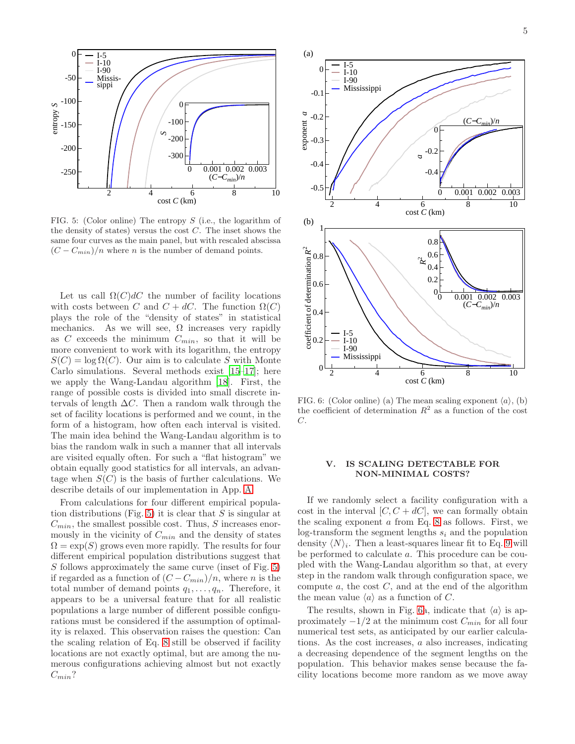FIG. 5: (Color online) The entropy $S$ (i.e., the logarithm of the density of states) versus the cost $C$. The inset shows the same four curves as the main panel, but with rescaled abscissa $(C - C_{min})/n$ where $n$ is the number of demand points.

Let us call $\Omega(C)dC$ the number of facility locations with costs between $C$ and $C + dC$. The function $\Omega(C)$ plays the role of the "density of states" in statistical mechanics. As we will see, $\Omega$ increases very rapidly as $C$ exceeds the minimum $C_{min}$, so that it will be more convenient to work with its logarithm, the entropy $S(C) = \log \Omega(C)$. Our aim is to calculate $S$ with Monte Carlo simulations. Several methods exist [15–17]; here we apply the Wang-Landau algorithm [18]. First, the range of possible costs is divided into small discrete intervals of length $\Delta C$. Then a random walk through the set of facility locations is performed and we count, in the form of a histogram, how often each interval is visited. The main idea behind the Wang-Landau algorithm is to bias the random walk in such a manner that all intervals are visited equally often. For such a "flat histogram" we obtain equally good statistics for all intervals, an advantage when $S(C)$ is the basis of further calculations. We describe details of our implementation in App. A.

From calculations for four different empirical population distributions (Fig. 5) it is clear that $S$ is singular at $C_{min}$, the smallest possible cost. Thus, $S$ increases enormously in the vicinity of $C_{min}$ and the density of states $\Omega = \exp(S)$ grows even more rapidly. The results for four different empirical population distributions suggest that $S$ follows approximately the same curve (inset of Fig. 5) if regarded as a function of $(C - C_{min})/n$, where $n$ is the total number of demand points $q_1, \ldots, q_n$. Therefore, it appears to be a universal feature that for all realistic populations a large number of different possible configurations must be considered if the assumption of optimality is relaxed. This observation raises the question: Can the scaling relation of Eq. 8 still be observed if facility locations are not exactly optimal, but are among the numerous configurations achieving almost but not exactly $C_{min}$?

FIG. 6: (Color online) (a) The mean scaling exponent $\langle a \rangle$, (b) the coefficient of determination $R^2$ as a function of the cost $C$.

## V. IS SCALING DETECTABLE FOR NON-MINIMAL COSTS?

If we randomly select a facility configuration with a cost in the interval $[C, C + dC]$, we can formally obtain the scaling exponent $a$ from Eq. 8 as follows. First, we log-transform the segment lengths $s_i$ and the population density $\langle N \rangle_i$. Then a least-squares linear fit to Eq. 9 will be performed to calculate $a$. This procedure can be coupled with the Wang-Landau algorithm so that, at every step in the random walk through configuration space, we compute $a$, the cost $C$, and at the end of the algorithm the mean value $\langle a \rangle$ as a function of $C$.

The results, shown in Fig. 6a, indicate that $\langle a \rangle$ is approximately $-1/2$ at the minimum cost $C_{min}$ for all four numerical test sets, as anticipated by our earlier calculations. As the cost increases, $a$ also increases, indicating a decreasing dependence of the segment lengths on the population. This behavior makes sense because the facility locations become more random as we move away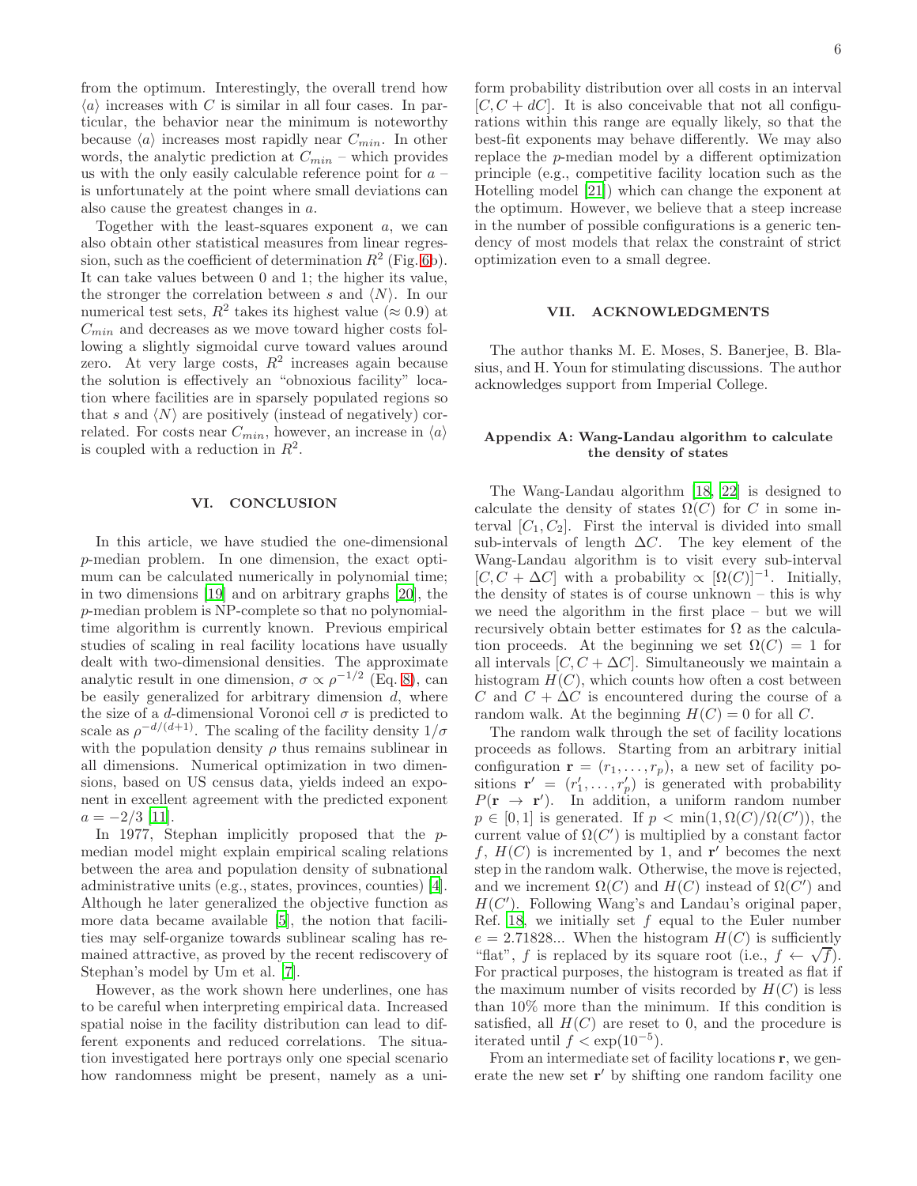from the optimum. Interestingly, the overall trend how $\langle a \rangle$ increases with $C$ is similar in all four cases. In particular, the behavior near the minimum is noteworthy because $\langle a \rangle$ increases most rapidly near $C_{min}$. In other words, the analytic prediction at $C_{min}$ – which provides us with the only easily calculable reference point for $a$ – is unfortunately at the point where small deviations can also cause the greatest changes in $a$.

Together with the least-squares exponent $a$, we can also obtain other statistical measures from linear regression, such as the coefficient of determination $R^2$ (Fig. 6b). It can take values between 0 and 1; the higher its value, the stronger the correlation between $s$ and $\langle N \rangle$. In our numerical test sets, $R^2$ takes its highest value ($\approx 0.9$) at $C_{min}$ and decreases as we move toward higher costs following a slightly sigmoidal curve toward values around zero. At very large costs, $R^2$ increases again because the solution is effectively an "obnoxious facility" location where facilities are in sparsely populated regions so that $s$ and $\langle N \rangle$ are positively (instead of negatively) correlated. For costs near $C_{min}$, however, an increase in $\langle a \rangle$ is coupled with a reduction in $R^2$.

## VI. CONCLUSION

In this article, we have studied the one-dimensional $p$-median problem. In one dimension, the exact optimum can be calculated numerically in polynomial time; in two dimensions [19] and on arbitrary graphs [20], the $p$-median problem is NP-complete so that no polynomial-time algorithm is currently known. Previous empirical studies of scaling in real facility locations have usually dealt with two-dimensional densities. The approximate analytic result in one dimension, $\sigma \propto \rho^{-1/2}$ (Eq. 8), can be easily generalized for arbitrary dimension $d$, where the size of a $d$-dimensional Voronoi cell $\sigma$ is predicted to scale as $\rho^{-d/(d+1)}$. The scaling of the facility density $1/\sigma$ with the population density $\rho$ thus remains sublinear in all dimensions. Numerical optimization in two dimensions, based on US census data, yields indeed an exponent in excellent agreement with the predicted exponent $a = -2/3$ [11].

In 1977, Stephan implicitly proposed that the $p$-median model might explain empirical scaling relations between the area and population density of subnational administrative units (e.g., states, provinces, counties) [4]. Although he later generalized the objective function as more data became available [5], the notion that facilities may self-organize towards sublinear scaling has remained attractive, as proved by the recent rediscovery of Stephan's model by Um et al. [7].

However, as the work shown here underlines, one has to be careful when interpreting empirical data. Increased spatial noise in the facility distribution can lead to different exponents and reduced correlations. The situation investigated here portrays only one special scenario how randomness might be present, namely as a uniform probability distribution over all costs in an interval $[C, C + dC]$. It is also conceivable that not all configurations within this range are equally likely, so that the best-fit exponents may behave differently. We may also replace the $p$-median model by a different optimization principle (e.g., competitive facility location such as the Hotelling model [21]) which can change the exponent at the optimum. However, we believe that a steep increase in the number of possible configurations is a generic tendency of most models that relax the constraint of strict optimization even to a small degree.

## VII. ACKNOWLEDGMENTS

The author thanks M. E. Moses, S. Banerjee, B. Blasius, and H. Youn for stimulating discussions. The author acknowledges support from Imperial College.

### Appendix A: Wang-Landau algorithm to calculate the density of states

The Wang-Landau algorithm [18, 22] is designed to calculate the density of states $\Omega(C)$ for $C$ in some interval $[C_1, C_2]$. First the interval is divided into small sub-intervals of length $\Delta C$. The key element of the Wang-Landau algorithm is to visit every sub-interval $[C, C + \Delta C]$ with a probability $\propto [\Omega(C)]^{-1}$. Initially, the density of states is of course unknown – this is why we need the algorithm in the first place – but we will recursively obtain better estimates for $\Omega$ as the calculation proceeds. At the beginning we set $\Omega(C) = 1$ for all intervals $[C, C + \Delta C]$. Simultaneously we maintain a histogram $H(C)$, which counts how often a cost between $C$ and $C + \Delta C$ is encountered during the course of a random walk. At the beginning $H(C) = 0$ for all $C$.

The random walk through the set of facility locations proceeds as follows. Starting from an arbitrary initial configuration $\mathbf{r} = (r_1, \ldots, r_p)$, a new set of facility positions $\mathbf{r}' = (r'_1, \ldots, r'_p)$ is generated with probability $P(\mathbf{r} \to \mathbf{r}')$. In addition, a uniform random number $p \in [0, 1]$ is generated. If $p < \min(1, \Omega(C)/\Omega(C'))$, the current value of $\Omega(C')$ is multiplied by a constant factor $f$, $H(C)$ is incremented by 1, and $\mathbf{r}'$ becomes the next step in the random walk. Otherwise, the move is rejected, and we increment $\Omega(C)$ and $H(C)$ instead of $\Omega(C')$ and $H(C')$. Following Wang's and Landau's original paper, Ref. 18, we initially set $f$ equal to the Euler number $e = 2.71828...$ When the histogram $H(C)$ is sufficiently "flat", $f$ is replaced by its square root (i.e., $f \leftarrow \sqrt{f}$). For practical purposes, the histogram is treated as flat if the maximum number of visits recorded by $H(C)$ is less than 10% more than the minimum. If this condition is satisfied, all $H(C)$ are reset to 0, and the procedure is iterated until $f < \exp(10^{-5})$.

From an intermediate set of facility locations $\mathbf{r}$, we generate the new set $\mathbf{r}'$ by shifting one random facility one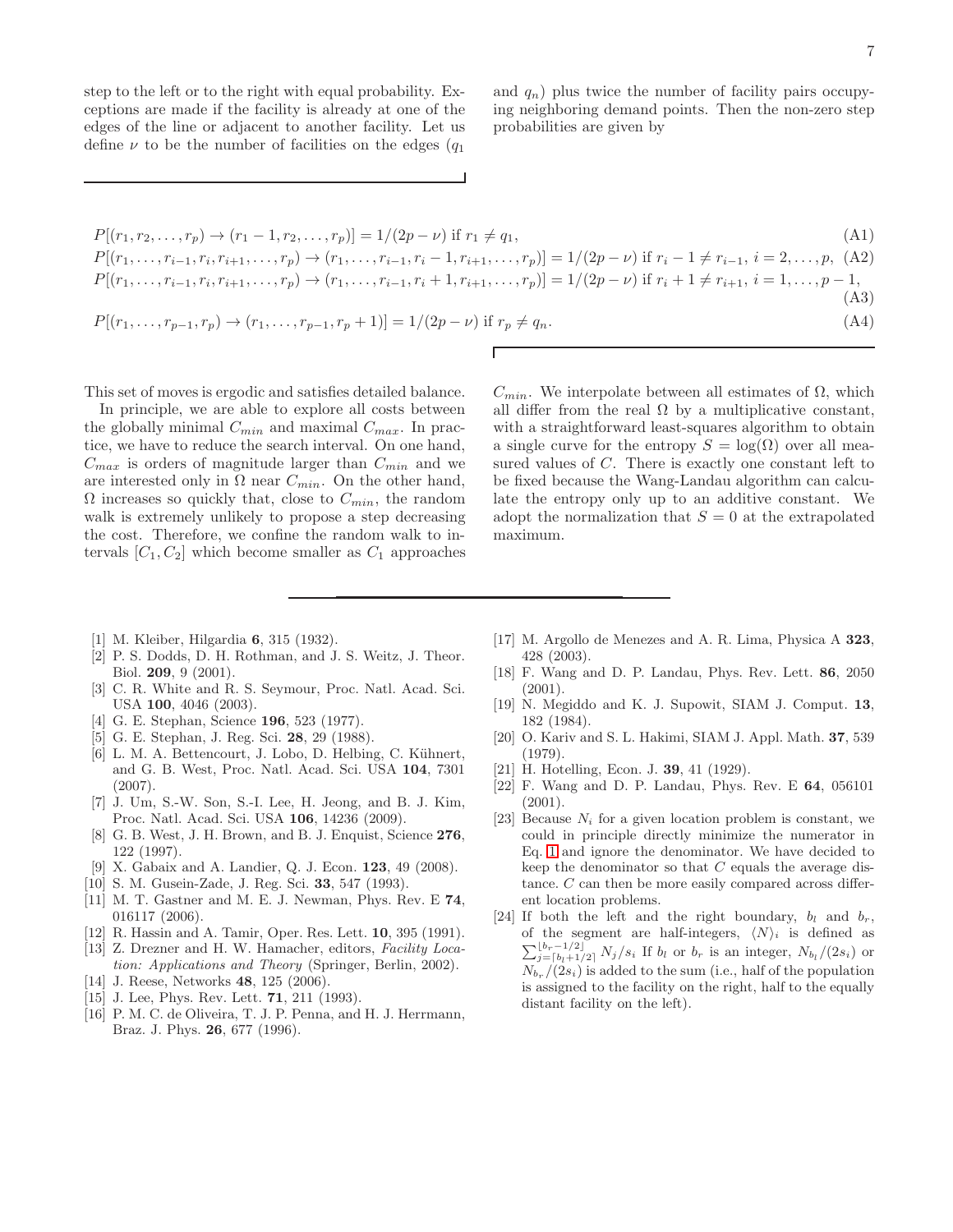step to the left or to the right with equal probability. Exceptions are made if the facility is already at one of the edges of the line or adjacent to another facility. Let us define $\nu$ to be the number of facilities on the edges ($q_1$ and $q_n$) plus twice the number of facility pairs occupying neighboring demand points. Then the non-zero step probabilities are given by

$$P[(r_1, r_2, \ldots, r_p) \to (r_1 - 1, r_2, \ldots, r_p)] = 1/(2p - \nu) \text{ if } r_1 \neq q_1, \tag{A1}$$

$$P[(r_1, \ldots, r_{i-1}, r_i, r_{i+1}, \ldots, r_p) \to (r_1, \ldots, r_{i-1}, r_i - 1, r_{i+1}, \ldots, r_p)] = 1/(2p - \nu) \text{ if } r_i - 1 \neq r_{i-1},\ i = 2, \ldots, p, \tag{A2}$$

$$P[(r_1, \ldots, r_{i-1}, r_i, r_{i+1}, \ldots, r_p) \to (r_1, \ldots, r_{i-1}, r_i + 1, r_{i+1}, \ldots, r_p)] = 1/(2p - \nu) \text{ if } r_i + 1 \neq r_{i+1},\ i = 1, \ldots, p - 1, \tag{A3}$$

$$P[(r_1, \ldots, r_{p-1}, r_p) \to (r_1, \ldots, r_{p-1}, r_p + 1)] = 1/(2p - \nu) \text{ if } r_p \neq q_n. \tag{A4}$$

This set of moves is ergodic and satisfies detailed balance.

In principle, we are able to explore all costs between the globally minimal $C_{min}$ and maximal $C_{max}$. In practice, we have to reduce the search interval. On one hand, $C_{max}$ is orders of magnitude larger than $C_{min}$ and we are interested only in $\Omega$ near $C_{min}$. On the other hand, $\Omega$ increases so quickly that, close to $C_{min}$, the random walk is extremely unlikely to propose a step decreasing the cost. Therefore, we confine the random walk to intervals $[C_1, C_2]$ which become smaller as $C_1$ approaches $C_{min}$. We interpolate between all estimates of $\Omega$, which all differ from the real $\Omega$ by a multiplicative constant, with a straightforward least-squares algorithm to obtain a single curve for the entropy $S = \log(\Omega)$ over all measured values of $C$. There is exactly one constant left to be fixed because the Wang-Landau algorithm can calculate the entropy only up to an additive constant. We adopt the normalization that $S = 0$ at the extrapolated maximum.

---

[1] M. Kleiber, Hilgardia **6**, 315 (1932).

[2] P. S. Dodds, D. H. Rothman, and J. S. Weitz, J. Theor. Biol. **209**, 9 (2001).

[3] C. R. White and R. S. Seymour, Proc. Natl. Acad. Sci. USA **100**, 4046 (2003).

[4] G. E. Stephan, Science **196**, 523 (1977).

[5] G. E. Stephan, J. Reg. Sci. **28**, 29 (1988).

[6] L. M. A. Bettencourt, J. Lobo, D. Helbing, C. Kühnert, and G. B. West, Proc. Natl. Acad. Sci. USA **104**, 7301 (2007).

[7] J. Um, S.-W. Son, S.-I. Lee, H. Jeong, and B. J. Kim, Proc. Natl. Acad. Sci. USA **106**, 14236 (2009).

[8] G. B. West, J. H. Brown, and B. J. Enquist, Science **276**, 122 (1997).

[9] X. Gabaix and A. Landier, Q. J. Econ. **123**, 49 (2008).

[10] S. M. Gusein-Zade, J. Reg. Sci. **33**, 547 (1993).

[11] M. T. Gastner and M. E. J. Newman, Phys. Rev. E **74**, 016117 (2006).

[12] R. Hassin and A. Tamir, Oper. Res. Lett. **10**, 395 (1991).

[13] Z. Drezner and H. W. Hamacher, editors, *Facility Location: Applications and Theory* (Springer, Berlin, 2002).

[14] J. Reese, Networks **48**, 125 (2006).

[15] J. Lee, Phys. Rev. Lett. **71**, 211 (1993).

[16] P. M. C. de Oliveira, T. J. P. Penna, and H. J. Herrmann, Braz. J. Phys. **26**, 677 (1996).

[17] M. Argollo de Menezes and A. R. Lima, Physica A **323**, 428 (2003).

[18] F. Wang and D. P. Landau, Phys. Rev. Lett. **86**, 2050 (2001).

[19] N. Megiddo and K. J. Supowit, SIAM J. Comput. **13**, 182 (1984).

[20] O. Kariv and S. L. Hakimi, SIAM J. Appl. Math. **37**, 539 (1979).

[21] H. Hotelling, Econ. J. **39**, 41 (1929).

[22] F. Wang and D. P. Landau, Phys. Rev. E **64**, 056101 (2001).

[23] Because $N_i$ for a given location problem is constant, we could in principle directly minimize the numerator in Eq. 1 and ignore the denominator. We have decided to keep the denominator so that $C$ equals the average distance. $C$ can then be more easily compared across different location problems.

[24] If both the left and the right boundary, $b_l$ and $b_r$, of the segment are half-integers, $\langle N \rangle_i$ is defined as $\sum_{j=\lceil b_l+1/2 \rceil}^{\lfloor b_r-1/2 \rfloor} N_j/s_i$ If $b_l$ or $b_r$ is an integer, $N_{b_l}/(2s_i)$ or $N_{b_r}/(2s_i)$ is added to the sum (i.e., half of the population is assigned to the facility on the right, half to the equally distant facility on the left).